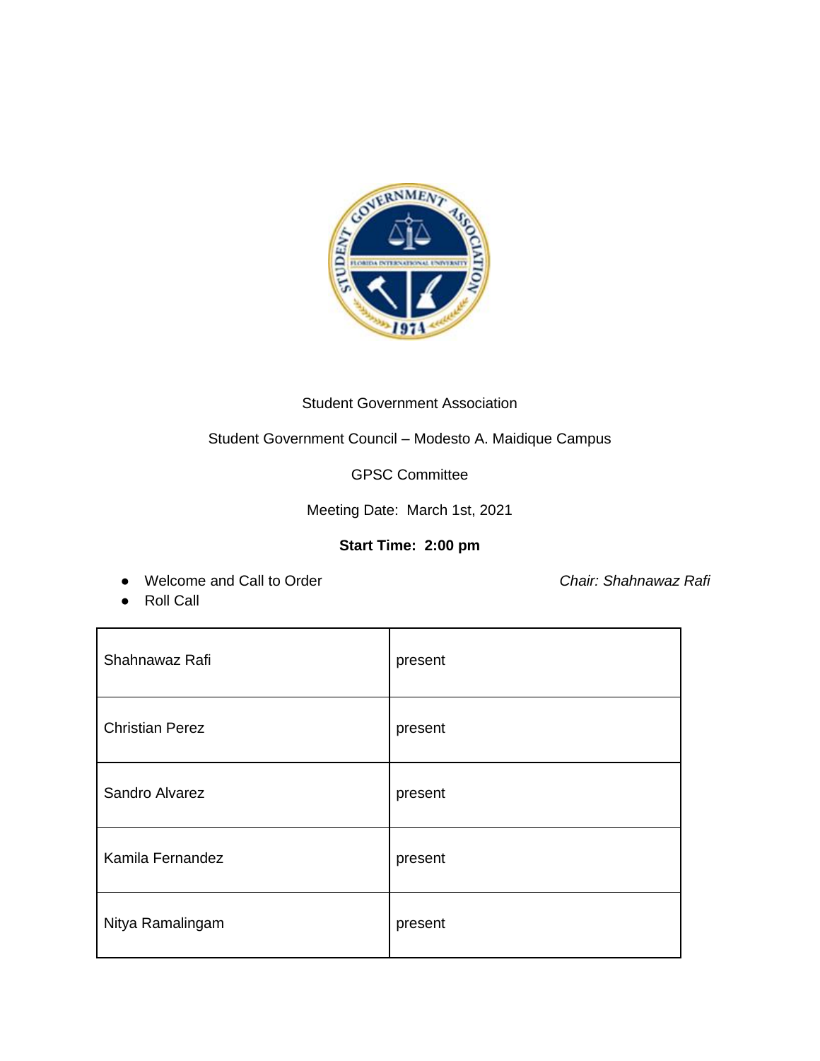Student Government Association

Student Government Council – Modesto A. Maidique Campus

GPSC Committee

Meeting Date: March 1st, 2021

**Start Time: 2:00 pm**

- Welcome and Call to Order *Chair: Shahnawaz Rafi*
- Roll Call

| | |
|---|---|
| Shahnawaz Rafi | present |
| Christian Perez | present |
| Sandro Alvarez | present |
| Kamila Fernandez | present |
| Nitya Ramalingam | present |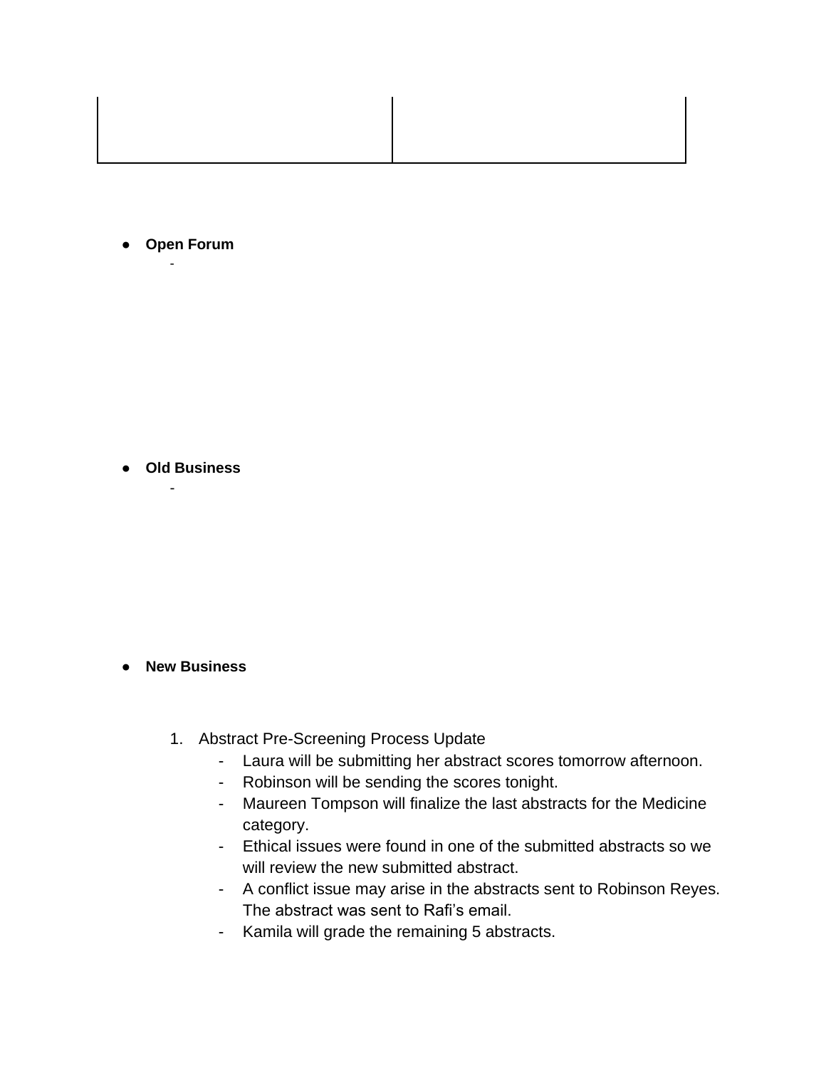| | |
|---|---|
| | |

- **Open Forum**
    - 

- **Old Business**
    - 

- **New Business**

    1. Abstract Pre-Screening Process Update
        - Laura will be submitting her abstract scores tomorrow afternoon.
        - Robinson will be sending the scores tonight.
        - Maureen Tompson will finalize the last abstracts for the Medicine category.
        - Ethical issues were found in one of the submitted abstracts so we will review the new submitted abstract.
        - A conflict issue may arise in the abstracts sent to Robinson Reyes. The abstract was sent to Rafi's email.
        - Kamila will grade the remaining 5 abstracts.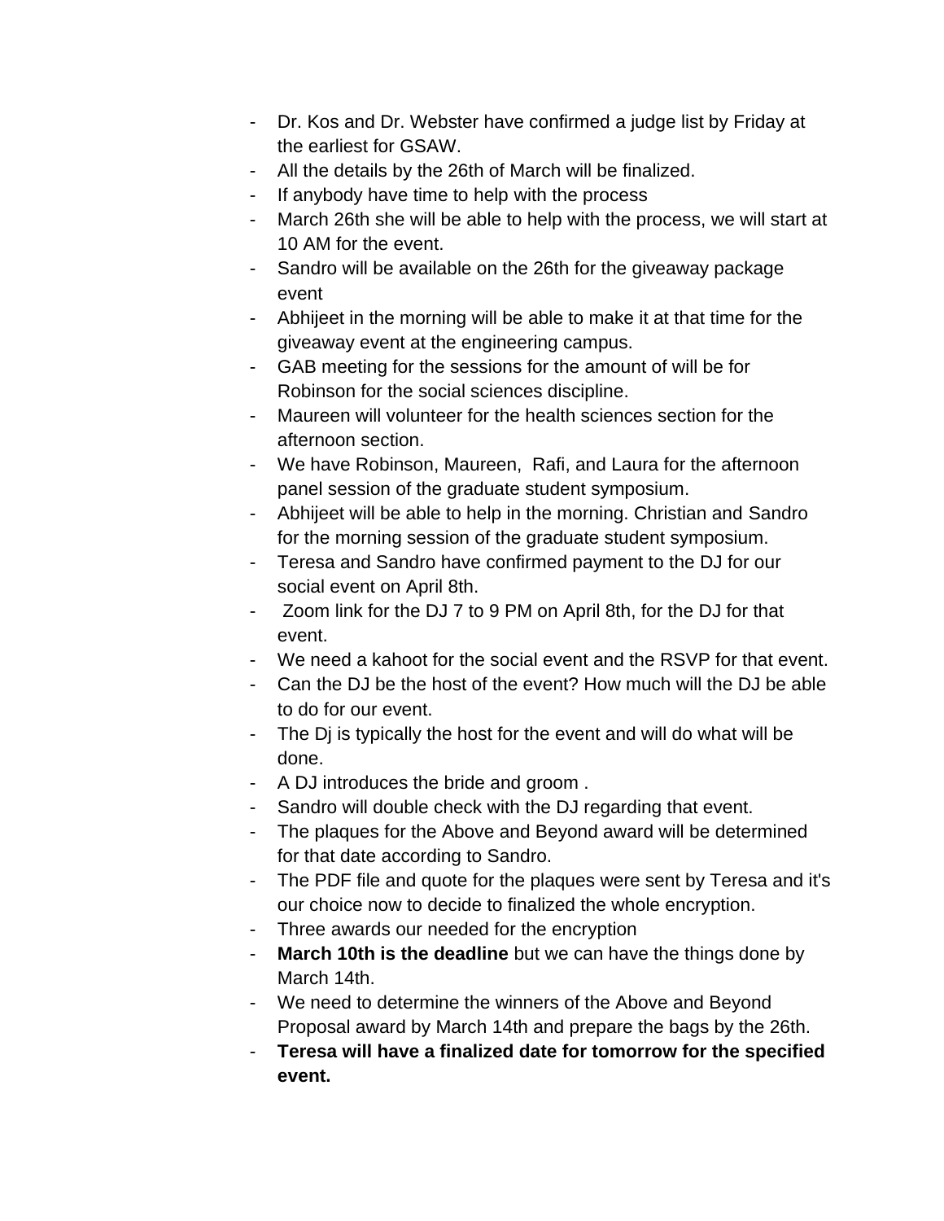- Dr. Kos and Dr. Webster have confirmed a judge list by Friday at the earliest for GSAW.
- All the details by the 26th of March will be finalized.
- If anybody have time to help with the process
- March 26th she will be able to help with the process, we will start at 10 AM for the event.
- Sandro will be available on the 26th for the giveaway package event
- Abhijeet in the morning will be able to make it at that time for the giveaway event at the engineering campus.
- GAB meeting for the sessions for the amount of will be for Robinson for the social sciences discipline.
- Maureen will volunteer for the health sciences section for the afternoon section.
- We have Robinson, Maureen,  Rafi, and Laura for the afternoon panel session of the graduate student symposium.
- Abhijeet will be able to help in the morning. Christian and Sandro for the morning session of the graduate student symposium.
- Teresa and Sandro have confirmed payment to the DJ for our social event on April 8th.
- Zoom link for the DJ 7 to 9 PM on April 8th, for the DJ for that event.
- We need a kahoot for the social event and the RSVP for that event.
- Can the DJ be the host of the event? How much will the DJ be able to do for our event.
- The Dj is typically the host for the event and will do what will be done.
- A DJ introduces the bride and groom .
- Sandro will double check with the DJ regarding that event.
- The plaques for the Above and Beyond award will be determined for that date according to Sandro.
- The PDF file and quote for the plaques were sent by Teresa and it's our choice now to decide to finalized the whole encryption.
- Three awards our needed for the encryption
- **March 10th is the deadline** but we can have the things done by March 14th.
- We need to determine the winners of the Above and Beyond Proposal award by March 14th and prepare the bags by the 26th.
- **Teresa will have a finalized date for tomorrow for the specified event.**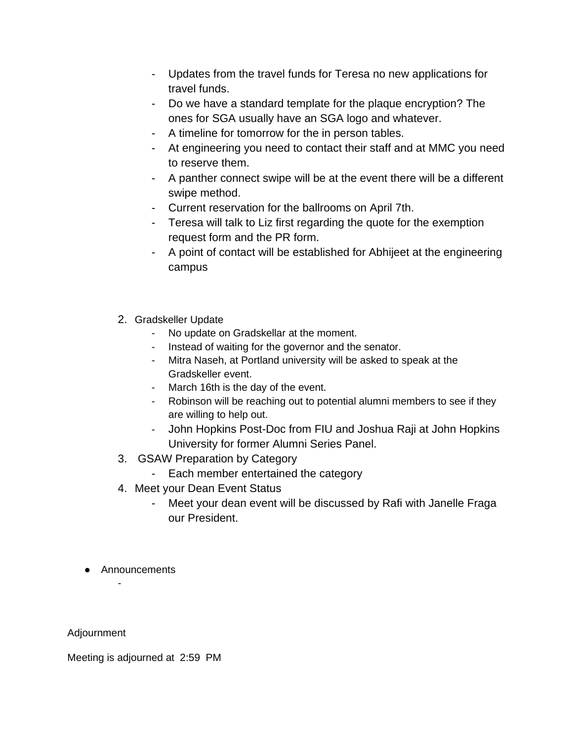- Updates from the travel funds for Teresa no new applications for travel funds.
- Do we have a standard template for the plaque encryption? The ones for SGA usually have an SGA logo and whatever.
- A timeline for tomorrow for the in person tables.
- At engineering you need to contact their staff and at MMC you need to reserve them.
- A panther connect swipe will be at the event there will be a different swipe method.
- Current reservation for the ballrooms on April 7th.
- Teresa will talk to Liz first regarding the quote for the exemption request form and the PR form.
- A point of contact will be established for Abhijeet at the engineering campus

2. Gradskeller Update
    - No update on Gradskellar at the moment.
    - Instead of waiting for the governor and the senator.
    - Mitra Naseh, at Portland university will be asked to speak at the Gradskeller event.
    - March 16th is the day of the event.
    - Robinson will be reaching out to potential alumni members to see if they are willing to help out.
    - John Hopkins Post-Doc from FIU and Joshua Raji at John Hopkins University for former Alumni Series Panel.
3. GSAW Preparation by Category
    - Each member entertained the category
4. Meet your Dean Event Status
    - Meet your dean event will be discussed by Rafi with Janelle Fraga our President.

- Announcements
    -

Adjournment

Meeting is adjourned at 2:59 PM